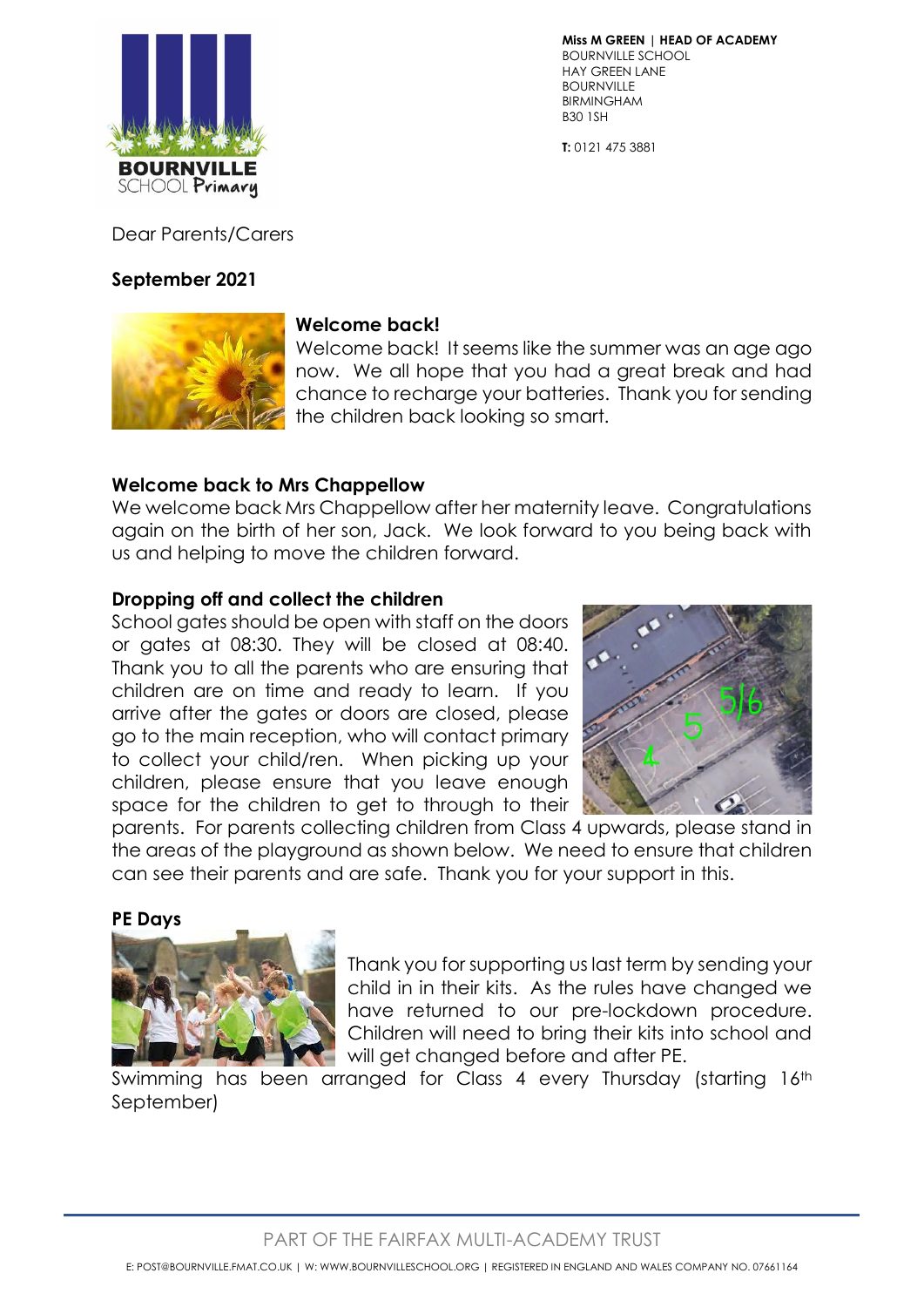**Miss M GREEN | HEAD OF ACADEMY**
BOURNVILLE SCHOOL
HAY GREEN LANE
BOURNVILLE
BIRMINGHAM
B30 1SH

**T:** 0121 475 3881

Dear Parents/Carers

**September 2021**

### Welcome back!

Welcome back! It seems like the summer was an age ago now. We all hope that you had a great break and had chance to recharge your batteries. Thank you for sending the children back looking so smart.

### Welcome back to Mrs Chappellow

We welcome back Mrs Chappellow after her maternity leave. Congratulations again on the birth of her son, Jack. We look forward to you being back with us and helping to move the children forward.

### Dropping off and collect the children

School gates should be open with staff on the doors or gates at 08:30. They will be closed at 08:40. Thank you to all the parents who are ensuring that children are on time and ready to learn. If you arrive after the gates or doors are closed, please go to the main reception, who will contact primary to collect your child/ren. When picking up your children, please ensure that you leave enough space for the children to get to through to their parents. For parents collecting children from Class 4 upwards, please stand in the areas of the playground as shown below. We need to ensure that children can see their parents and are safe. Thank you for your support in this.

### PE Days

Thank you for supporting us last term by sending your child in in their kits. As the rules have changed we have returned to our pre-lockdown procedure. Children will need to bring their kits into school and will get changed before and after PE.

Swimming has been arranged for Class 4 every Thursday (starting 16th September)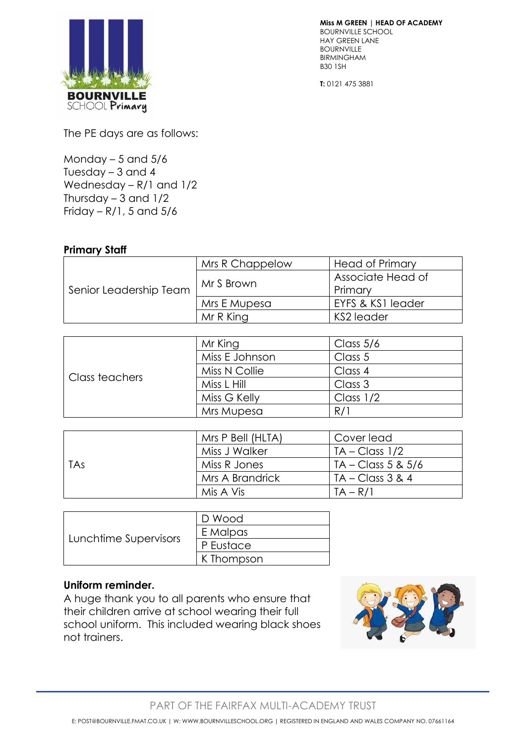Miss M GREEN | HEAD OF ACADEMY
BOURNVILLE SCHOOL
HAY GREEN LANE
BOURNVILLE
BIRMINGHAM
B30 1SH

T: 0121 475 3881

The PE days are as follows:

Monday – 5 and 5/6
Tuesday – 3 and 4
Wednesday – R/1 and 1/2
Thursday – 3 and 1/2
Friday – R/1, 5 and 5/6

**Primary Staff**

| | | |
|---|---|---|
| Senior Leadership Team | Mrs R Chappelow | Head of Primary |
| | Mr S Brown | Associate Head of Primary |
| | Mrs E Mupesa | EYFS & KS1 leader |
| | Mr R King | KS2 leader |

| | | |
|---|---|---|
| Class teachers | Mr King | Class 5/6 |
| | Miss E Johnson | Class 5 |
| | Miss N Collie | Class 4 |
| | Miss L Hill | Class 3 |
| | Miss G Kelly | Class 1/2 |
| | Mrs Mupesa | R/1 |

| | | |
|---|---|---|
| TAs | Mrs P Bell (HLTA) | Cover lead |
| | Miss J Walker | TA – Class 1/2 |
| | Miss R Jones | TA – Class 5 & 5/6 |
| | Mrs A Brandrick | TA – Class 3 & 4 |
| | Mis A Vis | TA – R/1 |

| | |
|---|---|
| Lunchtime Supervisors | D Wood |
| | E Malpas |
| | P Eustace |
| | K Thompson |

**Uniform reminder.**
A huge thank you to all parents who ensure that their children arrive at school wearing their full school uniform. This included wearing black shoes not trainers.

PART OF THE FAIRFAX MULTI-ACADEMY TRUST

E: POST@BOURNVILLE.FMAT.CO.UK | W: WWW.BOURNVILLESCHOOL.ORG | REGISTERED IN ENGLAND AND WALES COMPANY NO. 07661164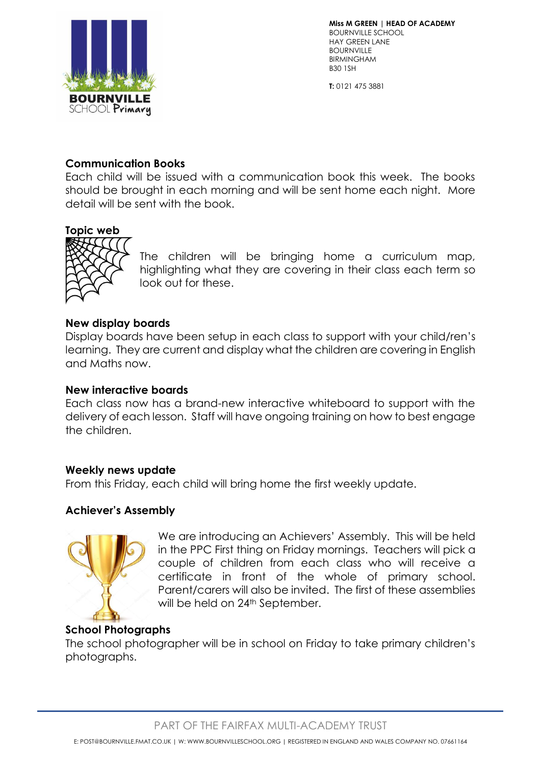**Miss M GREEN | HEAD OF ACADEMY**
BOURNVILLE SCHOOL
HAY GREEN LANE
BOURNVILLE
BIRMINGHAM
B30 1SH

**T:** 0121 475 3881

### Communication Books

Each child will be issued with a communication book this week. The books should be brought in each morning and will be sent home each night. More detail will be sent with the book.

### Topic web

The children will be bringing home a curriculum map, highlighting what they are covering in their class each term so look out for these.

### New display boards

Display boards have been setup in each class to support with your child/ren's learning. They are current and display what the children are covering in English and Maths now.

### New interactive boards

Each class now has a brand-new interactive whiteboard to support with the delivery of each lesson. Staff will have ongoing training on how to best engage the children.

### Weekly news update

From this Friday, each child will bring home the first weekly update.

### Achiever's Assembly

We are introducing an Achievers' Assembly. This will be held in the PPC First thing on Friday mornings. Teachers will pick a couple of children from each class who will receive a certificate in front of the whole of primary school. Parent/carers will also be invited. The first of these assemblies will be held on 24th September.

### School Photographs

The school photographer will be in school on Friday to take primary children's photographs.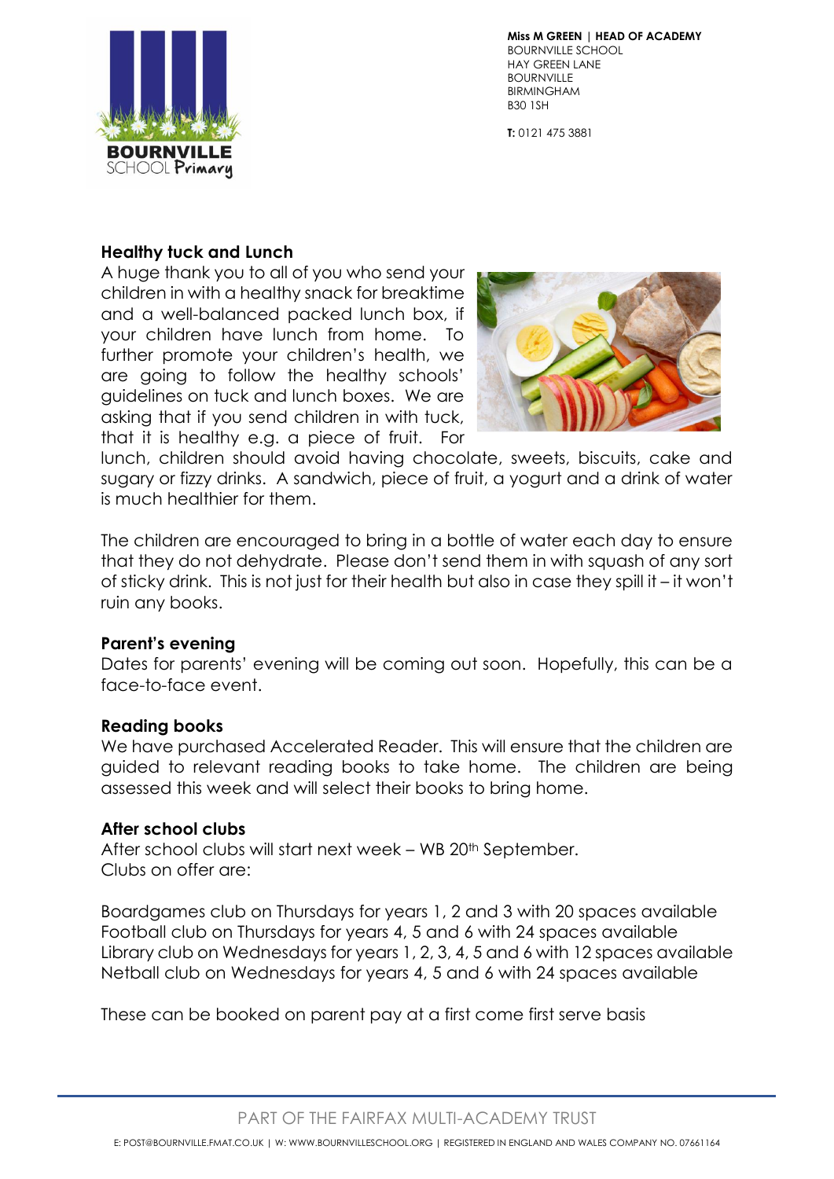**Miss M GREEN** | **HEAD OF ACADEMY**
BOURNVILLE SCHOOL
HAY GREEN LANE
BOURNVILLE
BIRMINGHAM
B30 1SH

**T:** 0121 475 3881

### Healthy tuck and Lunch

A huge thank you to all of you who send your children in with a healthy snack for breaktime and a well-balanced packed lunch box, if your children have lunch from home. To further promote your children's health, we are going to follow the healthy schools' guidelines on tuck and lunch boxes. We are asking that if you send children in with tuck, that it is healthy e.g. a piece of fruit. For lunch, children should avoid having chocolate, sweets, biscuits, cake and sugary or fizzy drinks. A sandwich, piece of fruit, a yogurt and a drink of water is much healthier for them.

The children are encouraged to bring in a bottle of water each day to ensure that they do not dehydrate. Please don't send them in with squash of any sort of sticky drink. This is not just for their health but also in case they spill it – it won't ruin any books.

### Parent's evening

Dates for parents' evening will be coming out soon. Hopefully, this can be a face-to-face event.

### Reading books

We have purchased Accelerated Reader. This will ensure that the children are guided to relevant reading books to take home. The children are being assessed this week and will select their books to bring home.

### After school clubs

After school clubs will start next week – WB 20th September.
Clubs on offer are:

Boardgames club on Thursdays for years 1, 2 and 3 with 20 spaces available
Football club on Thursdays for years 4, 5 and 6 with 24 spaces available
Library club on Wednesdays for years 1, 2, 3, 4, 5 and 6 with 12 spaces available
Netball club on Wednesdays for years 4, 5 and 6 with 24 spaces available

These can be booked on parent pay at a first come first serve basis

PART OF THE FAIRFAX MULTI-ACADEMY TRUST

E: POST@BOURNVILLE.FMAT.CO.UK | W: WWW.BOURNVILLESCHOOL.ORG | REGISTERED IN ENGLAND AND WALES COMPANY NO. 07661164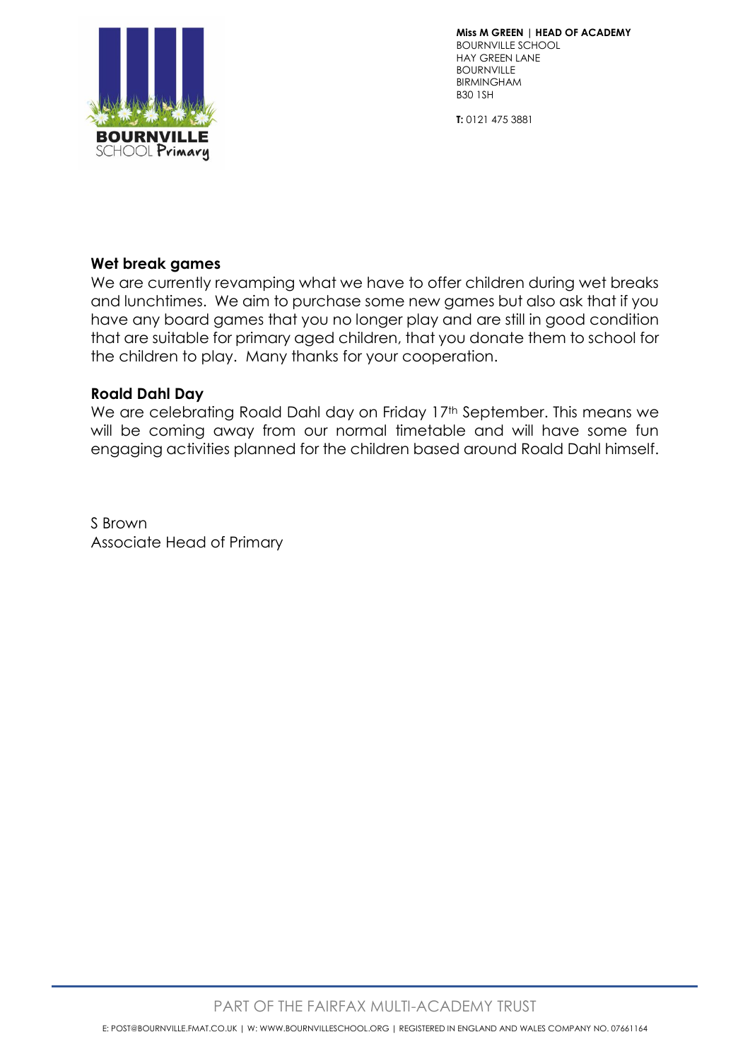Miss M GREEN | HEAD OF ACADEMY
BOURNVILLE SCHOOL
HAY GREEN LANE
BOURNVILLE
BIRMINGHAM
B30 1SH

T: 0121 475 3881

**Wet break games**

We are currently revamping what we have to offer children during wet breaks and lunchtimes. We aim to purchase some new games but also ask that if you have any board games that you no longer play and are still in good condition that are suitable for primary aged children, that you donate them to school for the children to play. Many thanks for your cooperation.

**Roald Dahl Day**

We are celebrating Roald Dahl day on Friday 17th September. This means we will be coming away from our normal timetable and will have some fun engaging activities planned for the children based around Roald Dahl himself.

S Brown
Associate Head of Primary

PART OF THE FAIRFAX MULTI-ACADEMY TRUST

E: POST@BOURNVILLE.FMAT.CO.UK | W: WWW.BOURNVILLESCHOOL.ORG | REGISTERED IN ENGLAND AND WALES COMPANY NO. 07661164